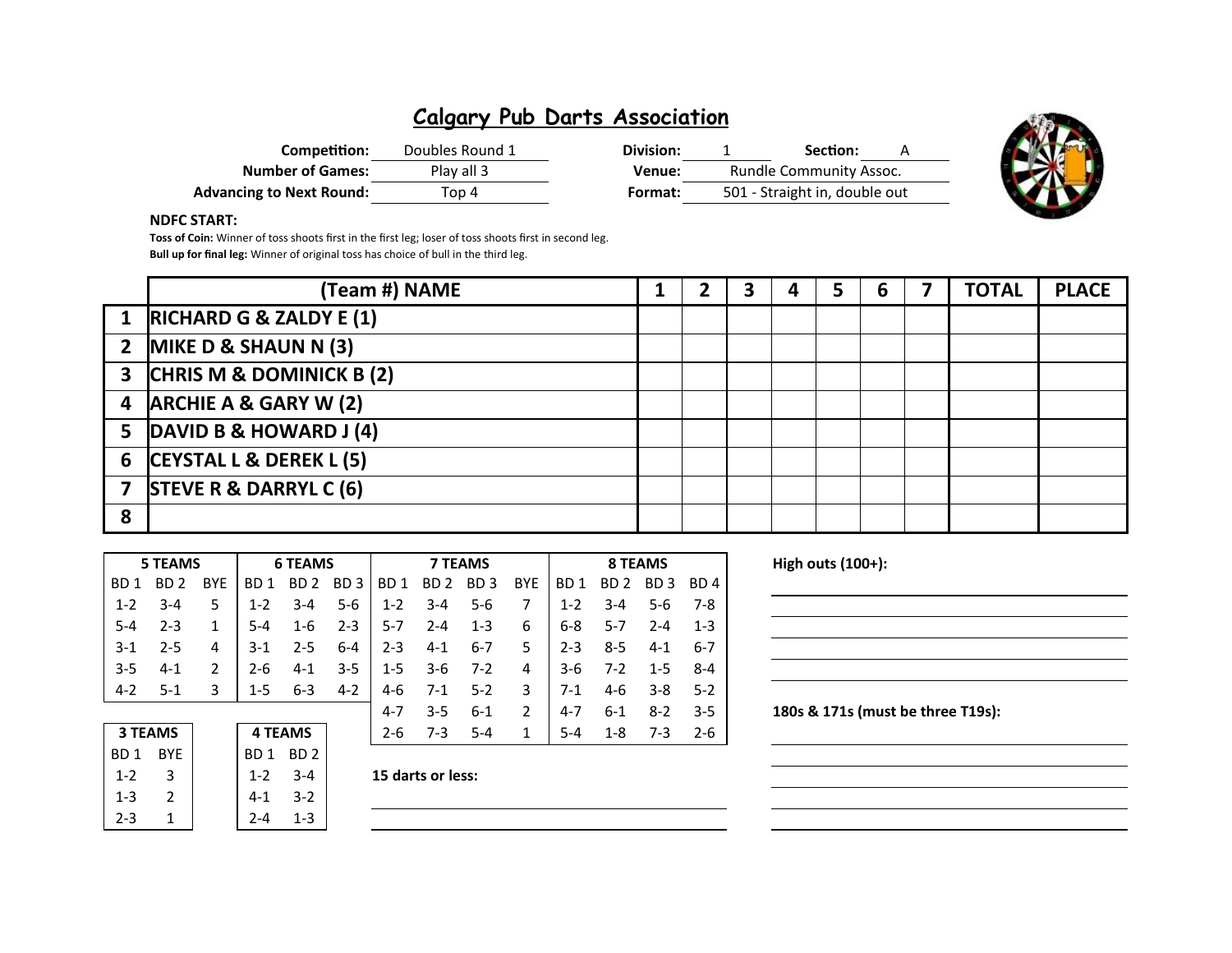# Calgary Pub Darts Association

**Competition:** Doubles Round 1
**Number of Games:** Play all 3
**Advancing to Next Round:** Top 4

**Division:** 1 **Section:** A
**Venue:** Rundle Community Assoc.
**Format:** 501 - Straight in, double out

**NDFC START:**

**Toss of Coin:** Winner of toss shoots first in the first leg; loser of toss shoots first in second leg.

**Bull up for final leg:** Winner of original toss has choice of bull in the third leg.

| | (Team #) NAME | 1 | 2 | 3 | 4 | 5 | 6 | 7 | TOTAL | PLACE |
|---|---|---|---|---|---|---|---|---|---|---|
| 1 | RICHARD G & ZALDY E (1) | | | | | | | | | |
| 2 | MIKE D & SHAUN N (3) | | | | | | | | | |
| 3 | CHRIS M & DOMINICK B (2) | | | | | | | | | |
| 4 | ARCHIE A & GARY W (2) | | | | | | | | | |
| 5 | DAVID B & HOWARD J (4) | | | | | | | | | |
| 6 | CEYSTAL L & DEREK L (5) | | | | | | | | | |
| 7 | STEVE R & DARRYL C (6) | | | | | | | | | |
| 8 | | | | | | | | | | |

| 5 TEAMS | | | 6 TEAMS | | | 7 TEAMS | | | | 8 TEAMS | | | |
|---|---|---|---|---|---|---|---|---|---|---|---|---|---|
| BD 1 | BD 2 | BYE | BD 1 | BD 2 | BD 3 | BD 1 | BD 2 | BD 3 | BYE | BD 1 | BD 2 | BD 3 | BD 4 |
| 1-2 | 3-4 | 5 | 1-2 | 3-4 | 5-6 | 1-2 | 3-4 | 5-6 | 7 | 1-2 | 3-4 | 5-6 | 7-8 |
| 5-4 | 2-3 | 1 | 5-4 | 1-6 | 2-3 | 5-7 | 2-4 | 1-3 | 6 | 6-8 | 5-7 | 2-4 | 1-3 |
| 3-1 | 2-5 | 4 | 3-1 | 2-5 | 6-4 | 2-3 | 4-1 | 6-7 | 5 | 2-3 | 8-5 | 4-1 | 6-7 |
| 3-5 | 4-1 | 2 | 2-6 | 4-1 | 3-5 | 1-5 | 3-6 | 7-2 | 4 | 3-6 | 7-2 | 1-5 | 8-4 |
| 4-2 | 5-1 | 3 | 1-5 | 6-3 | 4-2 | 4-6 | 7-1 | 5-2 | 3 | 7-1 | 4-6 | 3-8 | 5-2 |
| | | | | | | 4-7 | 3-5 | 6-1 | 2 | 4-7 | 6-1 | 8-2 | 3-5 |
| | | | | | | 2-6 | 7-3 | 5-4 | 1 | 5-4 | 1-8 | 7-3 | 2-6 |

| 3 TEAMS | |
|---|---|
| BD 1 | BYE |
| 1-2 | 3 |
| 1-3 | 2 |
| 2-3 | 1 |

| 4 TEAMS | |
|---|---|
| BD 1 | BD 2 |
| 1-2 | 3-4 |
| 4-1 | 3-2 |
| 2-4 | 1-3 |

**15 darts or less:**

**High outs (100+):**

**180s & 171s (must be three T19s):**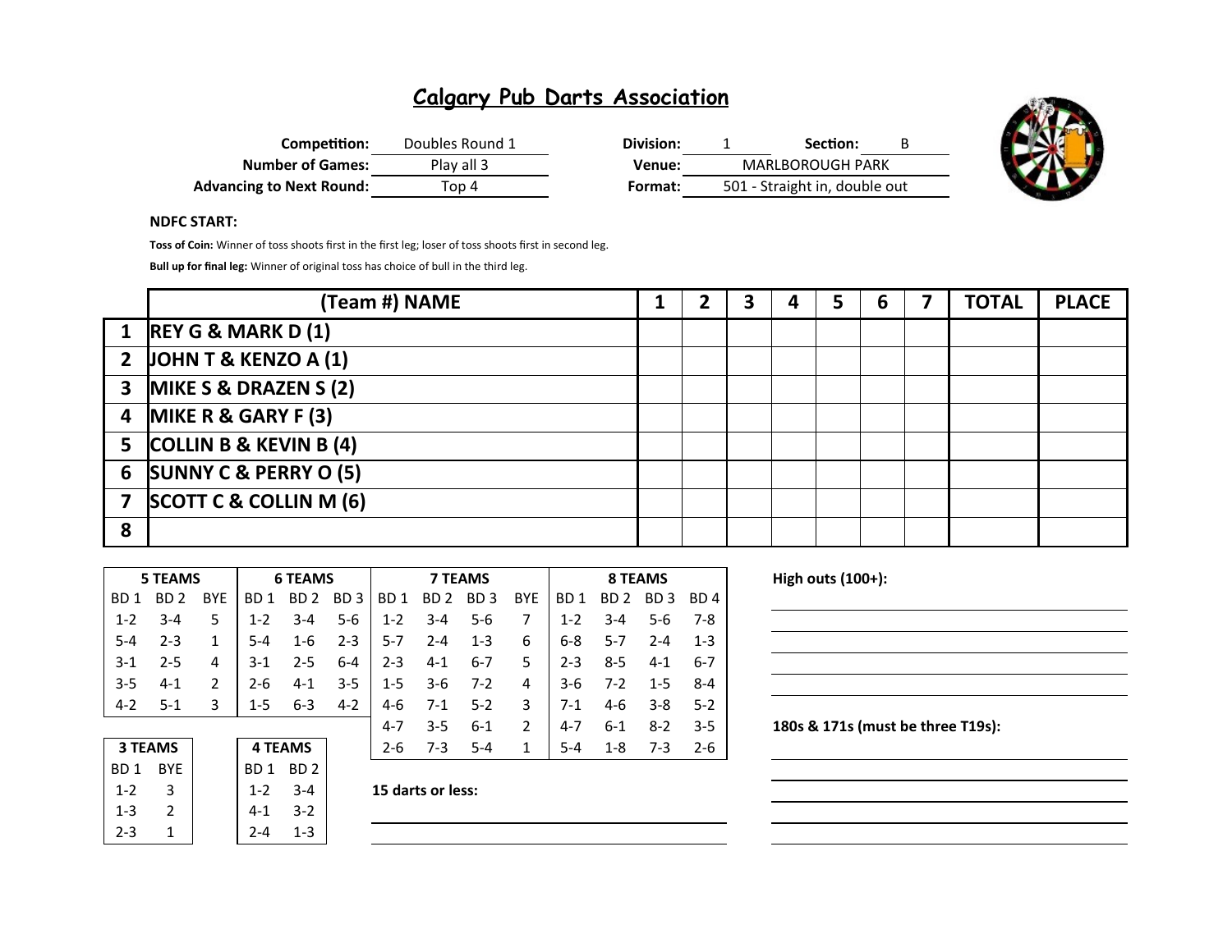# Calgary Pub Darts Association

| | | | |
|---|---|---|---|
| **Competition:** | Doubles Round 1 | **Division:** | 1 |
| **Section:** | B | | |
| **Number of Games:** | Play all 3 | **Venue:** | MARLBOROUGH PARK |
| **Advancing to Next Round:** | Top 4 | **Format:** | 501 - Straight in, double out |

**NDFC START:**

**Toss of Coin:** Winner of toss shoots first in the first leg; loser of toss shoots first in second leg.

**Bull up for final leg:** Winner of original toss has choice of bull in the third leg.

| | (Team #) NAME | 1 | 2 | 3 | 4 | 5 | 6 | 7 | TOTAL | PLACE |
|---|---|---|---|---|---|---|---|---|---|---|
| 1 | REY G & MARK D (1) | | | | | | | | | |
| 2 | JOHN T & KENZO A (1) | | | | | | | | | |
| 3 | MIKE S & DRAZEN S (2) | | | | | | | | | |
| 4 | MIKE R & GARY F (3) | | | | | | | | | |
| 5 | COLLIN B & KEVIN B (4) | | | | | | | | | |
| 6 | SUNNY C & PERRY O (5) | | | | | | | | | |
| 7 | SCOTT C & COLLIN M (6) | | | | | | | | | |
| 8 | | | | | | | | | | |

| 5 TEAMS | | | 6 TEAMS | | | 7 TEAMS | | | | 8 TEAMS | | | |
|---|---|---|---|---|---|---|---|---|---|---|---|---|---|
| BD 1 | BD 2 | BYE | BD 1 | BD 2 | BD 3 | BD 1 | BD 2 | BD 3 | BYE | BD 1 | BD 2 | BD 3 | BD 4 |
| 1-2 | 3-4 | 5 | 1-2 | 3-4 | 5-6 | 1-2 | 3-4 | 5-6 | 7 | 1-2 | 3-4 | 5-6 | 7-8 |
| 5-4 | 2-3 | 1 | 5-4 | 1-6 | 2-3 | 5-7 | 2-4 | 1-3 | 6 | 6-8 | 5-7 | 2-4 | 1-3 |
| 3-1 | 2-5 | 4 | 3-1 | 2-5 | 6-4 | 2-3 | 4-1 | 6-7 | 5 | 2-3 | 8-5 | 4-1 | 6-7 |
| 3-5 | 4-1 | 2 | 2-6 | 4-1 | 3-5 | 1-5 | 3-6 | 7-2 | 4 | 3-6 | 7-2 | 1-5 | 8-4 |
| 4-2 | 5-1 | 3 | 1-5 | 6-3 | 4-2 | 4-6 | 7-1 | 5-2 | 3 | 7-1 | 4-6 | 3-8 | 5-2 |
| | | | | | | 4-7 | 3-5 | 6-1 | 2 | 4-7 | 6-1 | 8-2 | 3-5 |
| | | | | | | 2-6 | 7-3 | 5-4 | 1 | 5-4 | 1-8 | 7-3 | 2-6 |

| 3 TEAMS | |
|---|---|
| BD 1 | BYE |
| 1-2 | 3 |
| 1-3 | 2 |
| 2-3 | 1 |

| 4 TEAMS | |
|---|---|
| BD 1 | BD 2 |
| 1-2 | 3-4 |
| 4-1 | 3-2 |
| 2-4 | 1-3 |

**15 darts or less:**

**High outs (100+):**

**180s & 171s (must be three T19s):**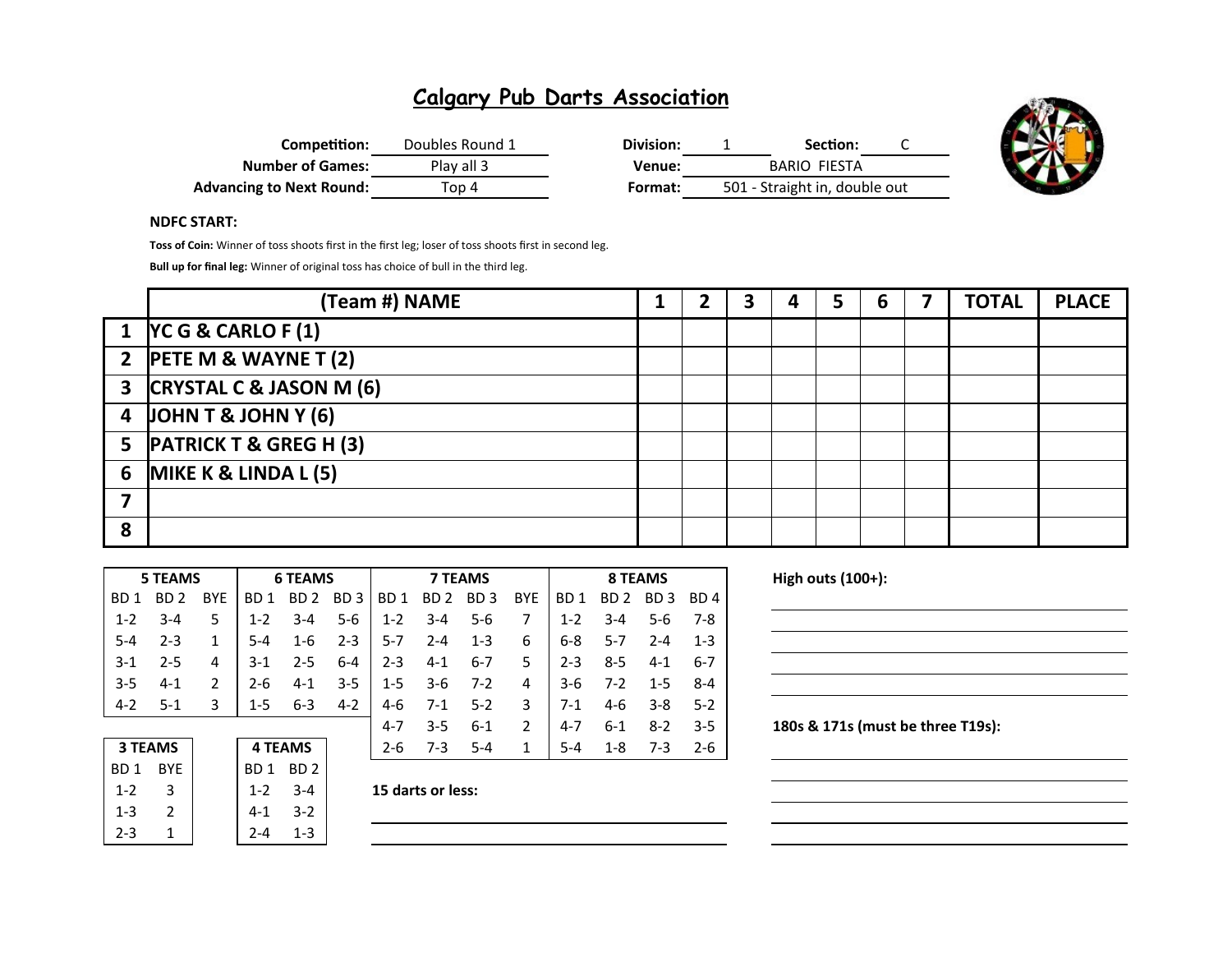# Calgary Pub Darts Association

**Competition:** Doubles Round 1
**Number of Games:** Play all 3
**Advancing to Next Round:** Top 4

**Division:** 1 **Section:** C
**Venue:** BARIO FIESTA
**Format:** 501 - Straight in, double out

**NDFC START:**

**Toss of Coin:** Winner of toss shoots first in the first leg; loser of toss shoots first in second leg.

**Bull up for final leg:** Winner of original toss has choice of bull in the third leg.

| | (Team #) NAME | 1 | 2 | 3 | 4 | 5 | 6 | 7 | TOTAL | PLACE |
|---|---|---|---|---|---|---|---|---|---|---|
| 1 | YC G & CARLO F (1) | | | | | | | | | |
| 2 | PETE M & WAYNE T (2) | | | | | | | | | |
| 3 | CRYSTAL C & JASON M (6) | | | | | | | | | |
| 4 | JOHN T & JOHN Y (6) | | | | | | | | | |
| 5 | PATRICK T & GREG H (3) | | | | | | | | | |
| 6 | MIKE K & LINDA L (5) | | | | | | | | | |
| 7 | | | | | | | | | | |
| 8 | | | | | | | | | | |

| 5 TEAMS | | | 6 TEAMS | | | 7 TEAMS | | | | 8 TEAMS | | | |
|---|---|---|---|---|---|---|---|---|---|---|---|---|---|
| BD 1 | BD 2 | BYE | BD 1 | BD 2 | BD 3 | BD 1 | BD 2 | BD 3 | BYE | BD 1 | BD 2 | BD 3 | BD 4 |
| 1-2 | 3-4 | 5 | 1-2 | 3-4 | 5-6 | 1-2 | 3-4 | 5-6 | 7 | 1-2 | 3-4 | 5-6 | 7-8 |
| 5-4 | 2-3 | 1 | 5-4 | 1-6 | 2-3 | 5-7 | 2-4 | 1-3 | 6 | 6-8 | 5-7 | 2-4 | 1-3 |
| 3-1 | 2-5 | 4 | 3-1 | 2-5 | 6-4 | 2-3 | 4-1 | 6-7 | 5 | 2-3 | 8-5 | 4-1 | 6-7 |
| 3-5 | 4-1 | 2 | 2-6 | 4-1 | 3-5 | 1-5 | 3-6 | 7-2 | 4 | 3-6 | 7-2 | 1-5 | 8-4 |
| 4-2 | 5-1 | 3 | 1-5 | 6-3 | 4-2 | 4-6 | 7-1 | 5-2 | 3 | 7-1 | 4-6 | 3-8 | 5-2 |
| | | | | | | 4-7 | 3-5 | 6-1 | 2 | 4-7 | 6-1 | 8-2 | 3-5 |
| | | | | | | 2-6 | 7-3 | 5-4 | 1 | 5-4 | 1-8 | 7-3 | 2-6 |

| 3 TEAMS | |
|---|---|
| BD 1 | BYE |
| 1-2 | 3 |
| 1-3 | 2 |
| 2-3 | 1 |

| 4 TEAMS | |
|---|---|
| BD 1 | BD 2 |
| 1-2 | 3-4 |
| 4-1 | 3-2 |
| 2-4 | 1-3 |

**15 darts or less:**

**High outs (100+):**

**180s & 171s (must be three T19s):**